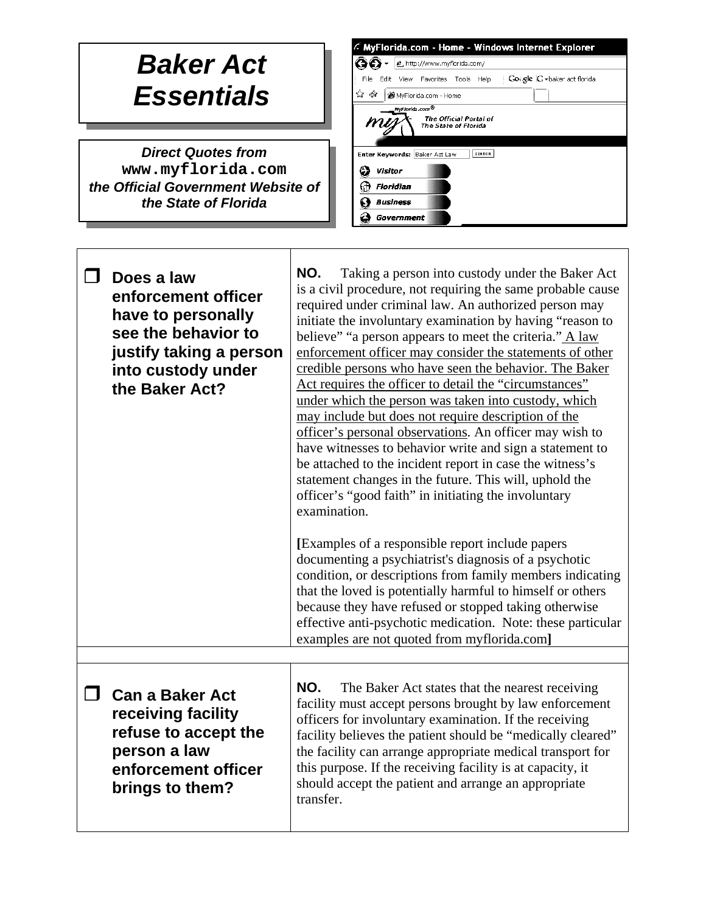# Baker Act Essentials

***Direct Quotes from* www.myflorida.com *the Official Government Website of the State of Florida***

| | |
|---|---|
| ❐ **Does a law enforcement officer have to personally see the behavior to justify taking a person into custody under the Baker Act?** | **NO.** Taking a person into custody under the Baker Act is a civil procedure, not requiring the same probable cause required under criminal law. An authorized person may initiate the involuntary examination by having "reason to believe" "a person appears to meet the criteria." <u>A law enforcement officer may consider the statements of other credible persons who have seen the behavior. The Baker Act requires the officer to detail the "circumstances" under which the person was taken into custody, which may include but does not require description of the officer's personal observations</u>. An officer may wish to have witnesses to behavior write and sign a statement to be attached to the incident report in case the witness's statement changes in the future. This will, uphold the officer's "good faith" in initiating the involuntary examination.<br><br>**[**Examples of a responsible report include papers documenting a psychiatrist's diagnosis of a psychotic condition, or descriptions from family members indicating that the loved is potentially harmful to himself or others because they have refused or stopped taking otherwise effective anti-psychotic medication. Note: these particular examples are not quoted from myflorida.com**]** |
| | |
| ❐ **Can a Baker Act receiving facility refuse to accept the person a law enforcement officer brings to them?** | **NO.** The Baker Act states that the nearest receiving facility must accept persons brought by law enforcement officers for involuntary examination. If the receiving facility believes the patient should be "medically cleared" the facility can arrange appropriate medical transport for this purpose. If the receiving facility is at capacity, it should accept the patient and arrange an appropriate transfer. |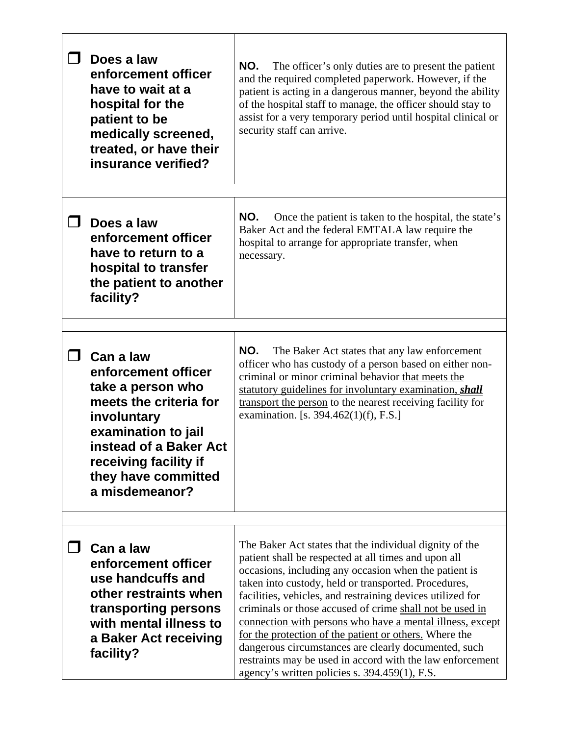| | |
|---|---|
| ❒ **Does a law enforcement officer have to wait at a hospital for the patient to be medically screened, treated, or have their insurance verified?** | **NO.** The officer's only duties are to present the patient and the required completed paperwork. However, if the patient is acting in a dangerous manner, beyond the ability of the hospital staff to manage, the officer should stay to assist for a very temporary period until hospital clinical or security staff can arrive. |
| ❒ **Does a law enforcement officer have to return to a hospital to transfer the patient to another facility?** | **NO.** Once the patient is taken to the hospital, the state's Baker Act and the federal EMTALA law require the hospital to arrange for appropriate transfer, when necessary. |
| ❒ **Can a law enforcement officer take a person who meets the criteria for involuntary examination to jail instead of a Baker Act receiving facility if they have committed a misdemeanor?** | **NO.** The Baker Act states that any law enforcement officer who has custody of a person based on either non-criminal or minor criminal behavior <u>that meets the statutory guidelines for involuntary examination, ***shall*** transport the person</u> to the nearest receiving facility for examination. [s. 394.462(1)(f), F.S.] |
| ❒ **Can a law enforcement officer use handcuffs and other restraints when transporting persons with mental illness to a Baker Act receiving facility?** | The Baker Act states that the individual dignity of the patient shall be respected at all times and upon all occasions, including any occasion when the patient is taken into custody, held or transported. Procedures, facilities, vehicles, and restraining devices utilized for criminals or those accused of crime <u>shall not be used in connection with persons who have a mental illness, except for the protection of the patient or others.</u> Where the dangerous circumstances are clearly documented, such restraints may be used in accord with the law enforcement agency's written policies s. 394.459(1), F.S. |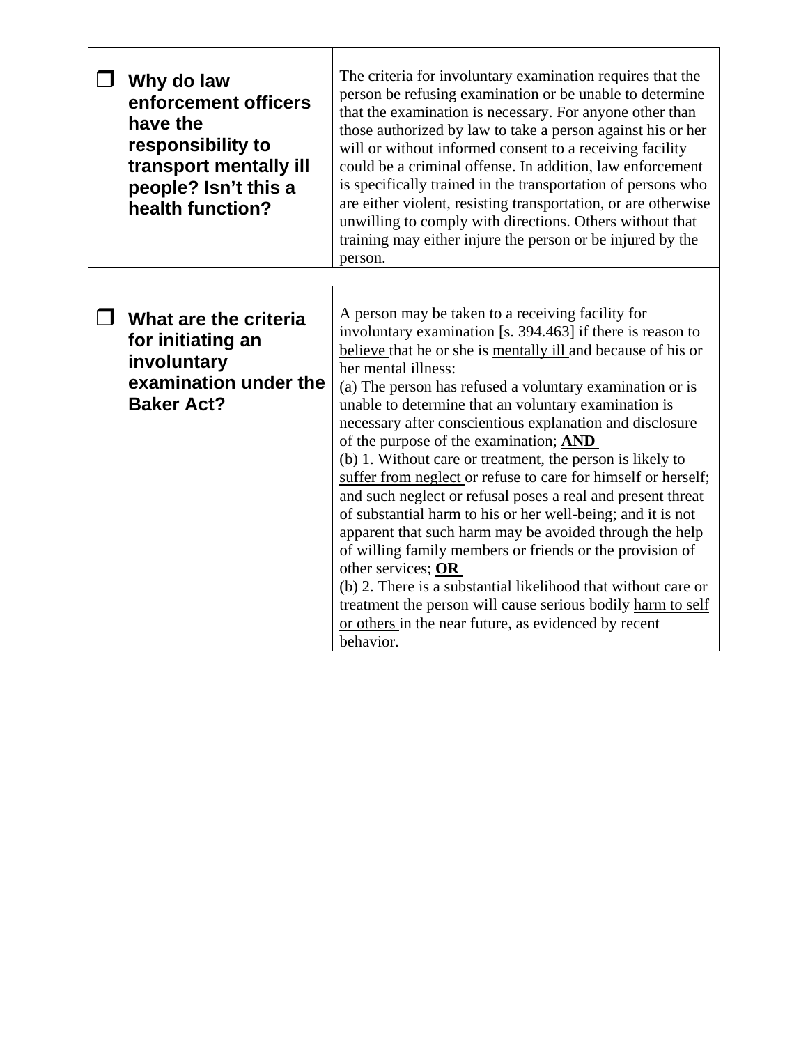| | |
|---|---|
| ❒ **Why do law enforcement officers have the responsibility to transport mentally ill people? Isn't this a health function?** | The criteria for involuntary examination requires that the person be refusing examination or be unable to determine that the examination is necessary. For anyone other than those authorized by law to take a person against his or her will or without informed consent to a receiving facility could be a criminal offense. In addition, law enforcement is specifically trained in the transportation of persons who are either violent, resisting transportation, or are otherwise unwilling to comply with directions. Others without that training may either injure the person or be injured by the person. |
| | |
| ❒ **What are the criteria for initiating an involuntary examination under the Baker Act?** | A person may be taken to a receiving facility for involuntary examination [s. 394.463] if there is <u>reason to believe</u> that he or she is <u>mentally ill</u> and because of his or her mental illness:<br>(a) The person has <u>refused</u> a voluntary examination <u>or is unable to determine</u> that an voluntary examination is necessary after conscientious explanation and disclosure of the purpose of the examination; <u>**AND**</u><br>(b) 1. Without care or treatment, the person is likely to <u>suffer from neglect</u> or refuse to care for himself or herself; and such neglect or refusal poses a real and present threat of substantial harm to his or her well-being; and it is not apparent that such harm may be avoided through the help of willing family members or friends or the provision of other services; <u>**OR**</u><br>(b) 2. There is a substantial likelihood that without care or treatment the person will cause serious bodily <u>harm to self or others</u> in the near future, as evidenced by recent behavior. |